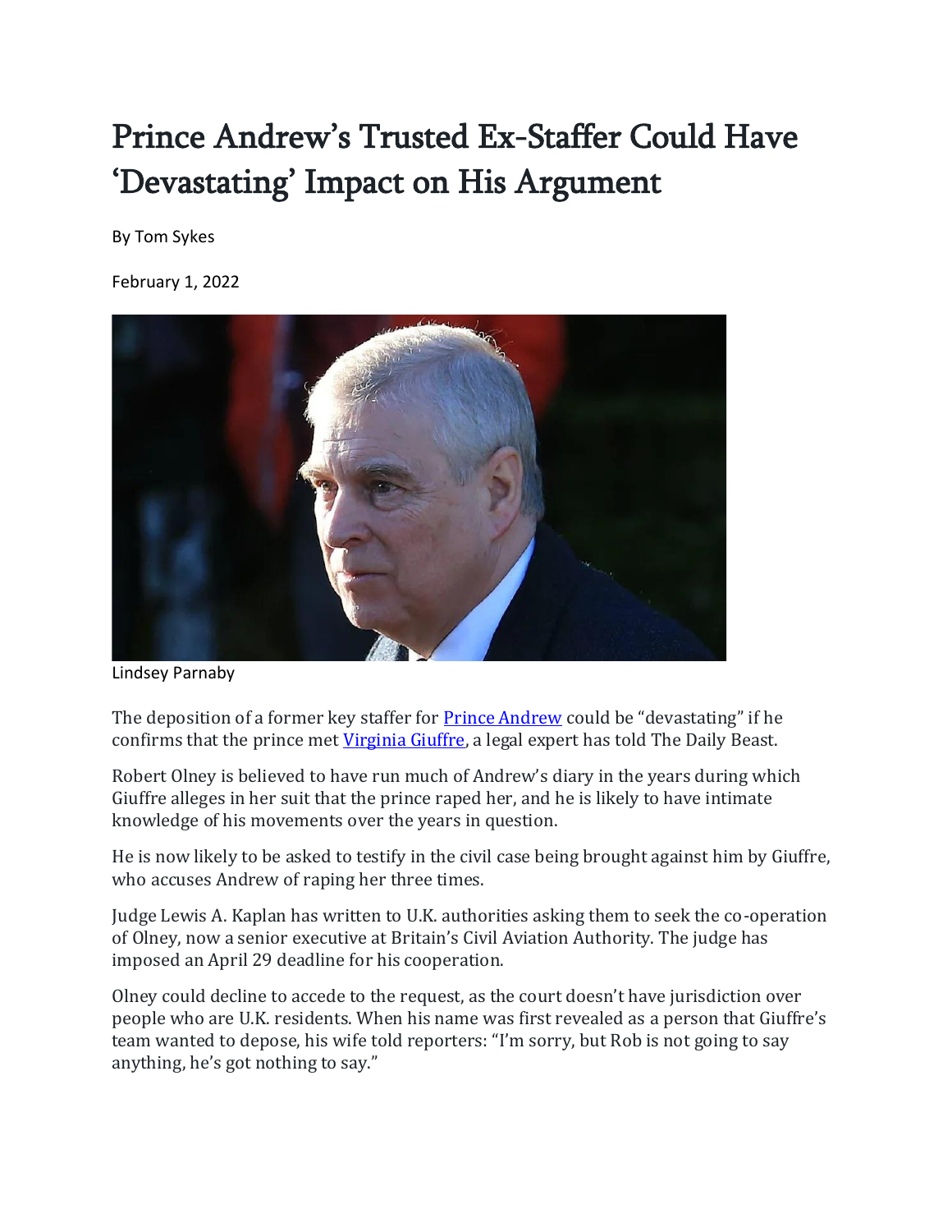# Prince Andrew's Trusted Ex-Staffer Could Have 'Devastating' Impact on His Argument

By Tom Sykes

February 1, 2022

Lindsey Parnaby

The deposition of a former key staffer for Prince Andrew could be "devastating" if he confirms that the prince met Virginia Giuffre, a legal expert has told The Daily Beast.

Robert Olney is believed to have run much of Andrew's diary in the years during which Giuffre alleges in her suit that the prince raped her, and he is likely to have intimate knowledge of his movements over the years in question.

He is now likely to be asked to testify in the civil case being brought against him by Giuffre, who accuses Andrew of raping her three times.

Judge Lewis A. Kaplan has written to U.K. authorities asking them to seek the co-operation of Olney, now a senior executive at Britain's Civil Aviation Authority. The judge has imposed an April 29 deadline for his cooperation.

Olney could decline to accede to the request, as the court doesn't have jurisdiction over people who are U.K. residents. When his name was first revealed as a person that Giuffre's team wanted to depose, his wife told reporters: "I'm sorry, but Rob is not going to say anything, he's got nothing to say."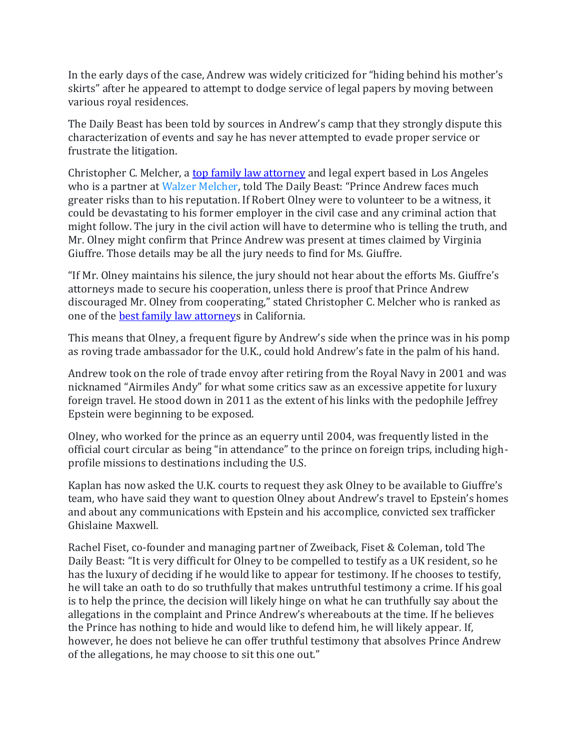In the early days of the case, Andrew was widely criticized for "hiding behind his mother's skirts" after he appeared to attempt to dodge service of legal papers by moving between various royal residences.

The Daily Beast has been told by sources in Andrew's camp that they strongly dispute this characterization of events and say he has never attempted to evade proper service or frustrate the litigation.

Christopher C. Melcher, a [top family law attorney]() and legal expert based in Los Angeles who is a partner at [Walzer Melcher](), told The Daily Beast: "Prince Andrew faces much greater risks than to his reputation. If Robert Olney were to volunteer to be a witness, it could be devastating to his former employer in the civil case and any criminal action that might follow. The jury in the civil action will have to determine who is telling the truth, and Mr. Olney might confirm that Prince Andrew was present at times claimed by Virginia Giuffre. Those details may be all the jury needs to find for Ms. Giuffre.

"If Mr. Olney maintains his silence, the jury should not hear about the efforts Ms. Giuffre's attorneys made to secure his cooperation, unless there is proof that Prince Andrew discouraged Mr. Olney from cooperating," stated Christopher C. Melcher who is ranked as one of the [best family law attorney]()s in California.

This means that Olney, a frequent figure by Andrew's side when the prince was in his pomp as roving trade ambassador for the U.K., could hold Andrew's fate in the palm of his hand.

Andrew took on the role of trade envoy after retiring from the Royal Navy in 2001 and was nicknamed "Airmiles Andy" for what some critics saw as an excessive appetite for luxury foreign travel. He stood down in 2011 as the extent of his links with the pedophile Jeffrey Epstein were beginning to be exposed.

Olney, who worked for the prince as an equerry until 2004, was frequently listed in the official court circular as being "in attendance" to the prince on foreign trips, including high-profile missions to destinations including the U.S.

Kaplan has now asked the U.K. courts to request they ask Olney to be available to Giuffre's team, who have said they want to question Olney about Andrew's travel to Epstein's homes and about any communications with Epstein and his accomplice, convicted sex trafficker Ghislaine Maxwell.

Rachel Fiset, co-founder and managing partner of Zweiback, Fiset & Coleman, told The Daily Beast: "It is very difficult for Olney to be compelled to testify as a UK resident, so he has the luxury of deciding if he would like to appear for testimony. If he chooses to testify, he will take an oath to do so truthfully that makes untruthful testimony a crime. If his goal is to help the prince, the decision will likely hinge on what he can truthfully say about the allegations in the complaint and Prince Andrew's whereabouts at the time. If he believes the Prince has nothing to hide and would like to defend him, he will likely appear. If, however, he does not believe he can offer truthful testimony that absolves Prince Andrew of the allegations, he may choose to sit this one out."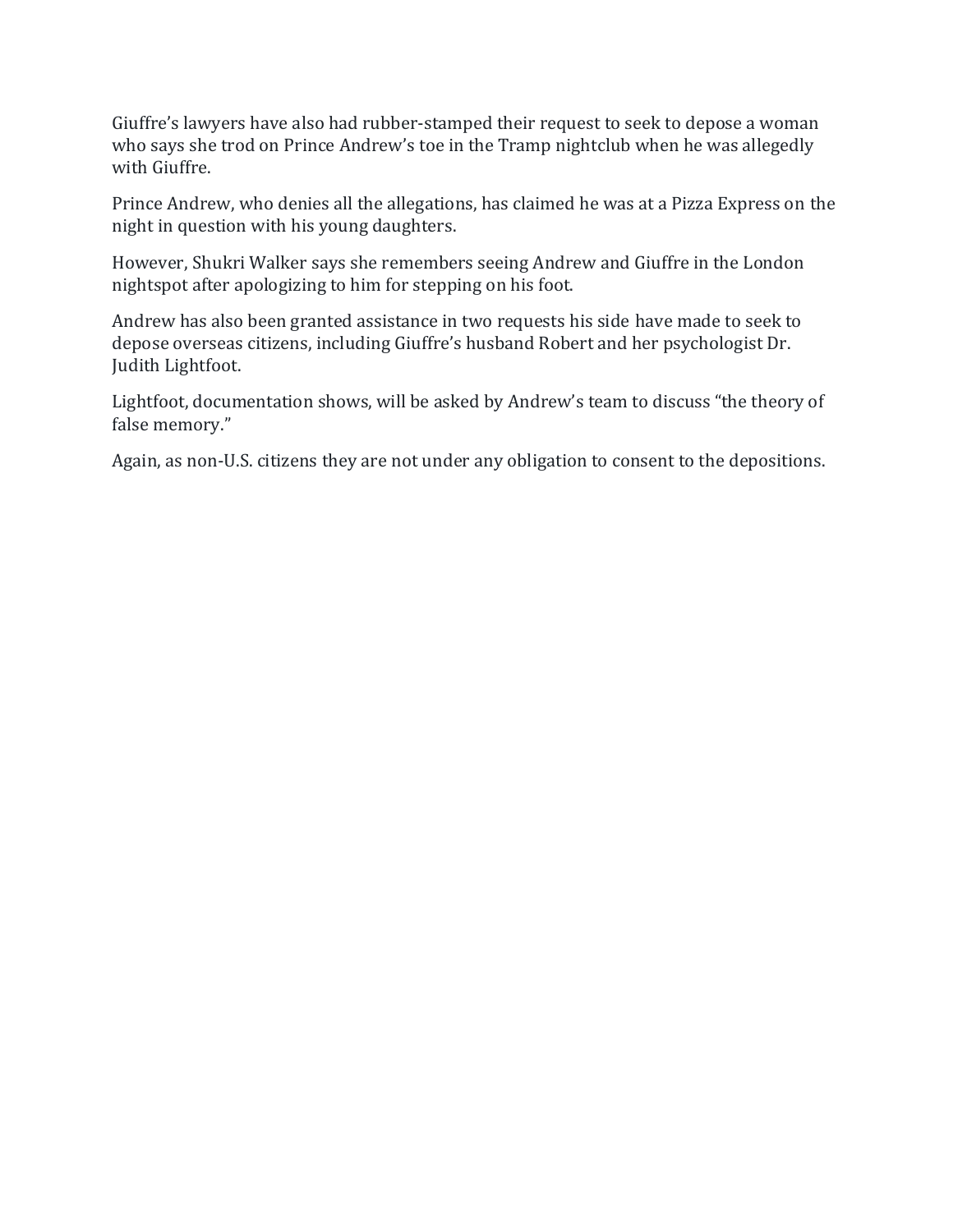Giuffre's lawyers have also had rubber-stamped their request to seek to depose a woman who says she trod on Prince Andrew's toe in the Tramp nightclub when he was allegedly with Giuffre.

Prince Andrew, who denies all the allegations, has claimed he was at a Pizza Express on the night in question with his young daughters.

However, Shukri Walker says she remembers seeing Andrew and Giuffre in the London nightspot after apologizing to him for stepping on his foot.

Andrew has also been granted assistance in two requests his side have made to seek to depose overseas citizens, including Giuffre's husband Robert and her psychologist Dr. Judith Lightfoot.

Lightfoot, documentation shows, will be asked by Andrew's team to discuss "the theory of false memory."

Again, as non-U.S. citizens they are not under any obligation to consent to the depositions.